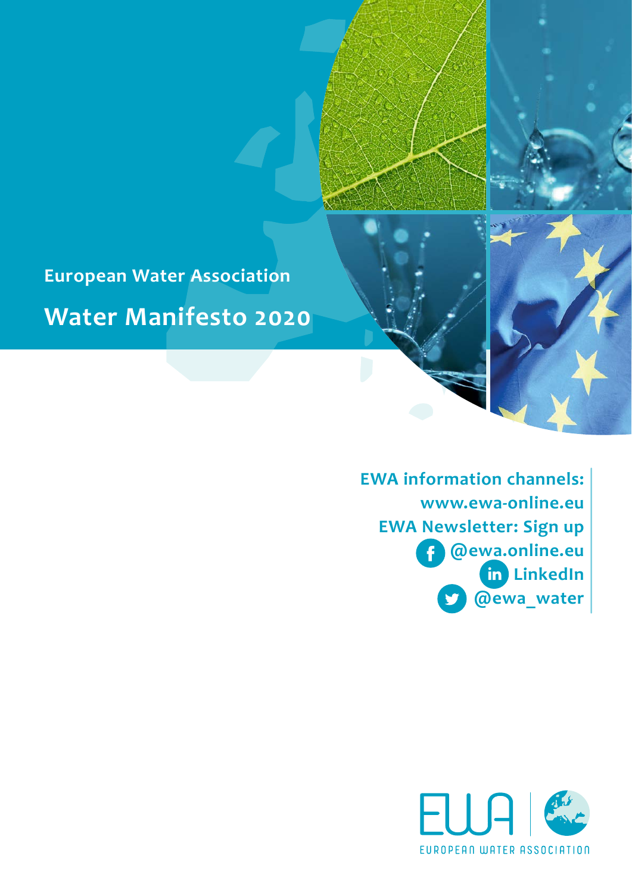European Water Association

# Water Manifesto 2020

**EWA information channels:**
**www.ewa-online.eu**
**EWA Newsletter: Sign up**
**@ewa.online.eu**
**LinkedIn**
**@ewa_water**

EWA
EUROPEAN WATER ASSOCIATION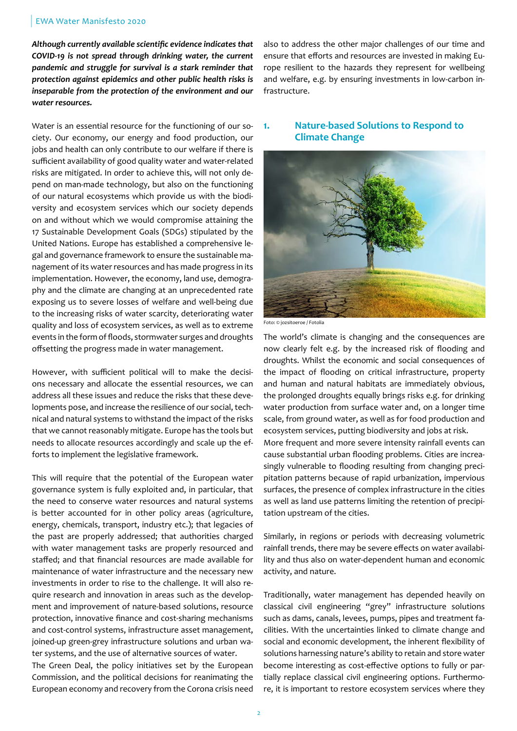*Although currently available scientific evidence indicates that COVID-19 is not spread through drinking water, the current pandemic and struggle for survival is a stark reminder that protection against epidemics and other public health risks is inseparable from the protection of the environment and our water resources.*

Water is an essential resource for the functioning of our society. Our economy, our energy and food production, our jobs and health can only contribute to our welfare if there is sufficient availability of good quality water and water-related risks are mitigated. In order to achieve this, will not only depend on man-made technology, but also on the functioning of our natural ecosystems which provide us with the biodiversity and ecosystem services which our society depends on and without which we would compromise attaining the 17 Sustainable Development Goals (SDGs) stipulated by the United Nations. Europe has established a comprehensive legal and governance framework to ensure the sustainable management of its water resources and has made progress in its implementation. However, the economy, land use, demography and the climate are changing at an unprecedented rate exposing us to severe losses of welfare and well-being due to the increasing risks of water scarcity, deteriorating water quality and loss of ecosystem services, as well as to extreme events in the form of floods, stormwater surges and droughts offsetting the progress made in water management.

However, with sufficient political will to make the decisions necessary and allocate the essential resources, we can address all these issues and reduce the risks that these developments pose, and increase the resilience of our social, technical and natural systems to withstand the impact of the risks that we cannot reasonably mitigate. Europe has the tools but needs to allocate resources accordingly and scale up the efforts to implement the legislative framework.

This will require that the potential of the European water governance system is fully exploited and, in particular, that the need to conserve water resources and natural systems is better accounted for in other policy areas (agriculture, energy, chemicals, transport, industry etc.); that legacies of the past are properly addressed; that authorities charged with water management tasks are properly resourced and staffed; and that financial resources are made available for maintenance of water infrastructure and the necessary new investments in order to rise to the challenge. It will also require research and innovation in areas such as the development and improvement of nature-based solutions, resource protection, innovative finance and cost-sharing mechanisms and cost-control systems, infrastructure asset management, joined-up green-grey infrastructure solutions and urban water systems, and the use of alternative sources of water.
The Green Deal, the policy initiatives set by the European Commission, and the political decisions for reanimating the European economy and recovery from the Corona crisis need also to address the other major challenges of our time and ensure that efforts and resources are invested in making Europe resilient to the hazards they represent for wellbeing and welfare, e.g. by ensuring investments in low-carbon infrastructure.

## 1. Nature-based Solutions to Respond to Climate Change

Foto: © jozsitoeroe / Fotolia

The world's climate is changing and the consequences are now clearly felt e.g. by the increased risk of flooding and droughts. Whilst the economic and social consequences of the impact of flooding on critical infrastructure, property and human and natural habitats are immediately obvious, the prolonged droughts equally brings risks e.g. for drinking water production from surface water and, on a longer time scale, from ground water, as well as for food production and ecosystem services, putting biodiversity and jobs at risk.
More frequent and more severe intensity rainfall events can cause substantial urban flooding problems. Cities are increasingly vulnerable to flooding resulting from changing precipitation patterns because of rapid urbanization, impervious surfaces, the presence of complex infrastructure in the cities as well as land use patterns limiting the retention of precipitation upstream of the cities.

Similarly, in regions or periods with decreasing volumetric rainfall trends, there may be severe effects on water availability and thus also on water-dependent human and economic activity, and nature.

Traditionally, water management has depended heavily on classical civil engineering "grey" infrastructure solutions such as dams, canals, levees, pumps, pipes and treatment facilities. With the uncertainties linked to climate change and social and economic development, the inherent flexibility of solutions harnessing nature's ability to retain and store water become interesting as cost-effective options to fully or partially replace classical civil engineering options. Furthermore, it is important to restore ecosystem services where they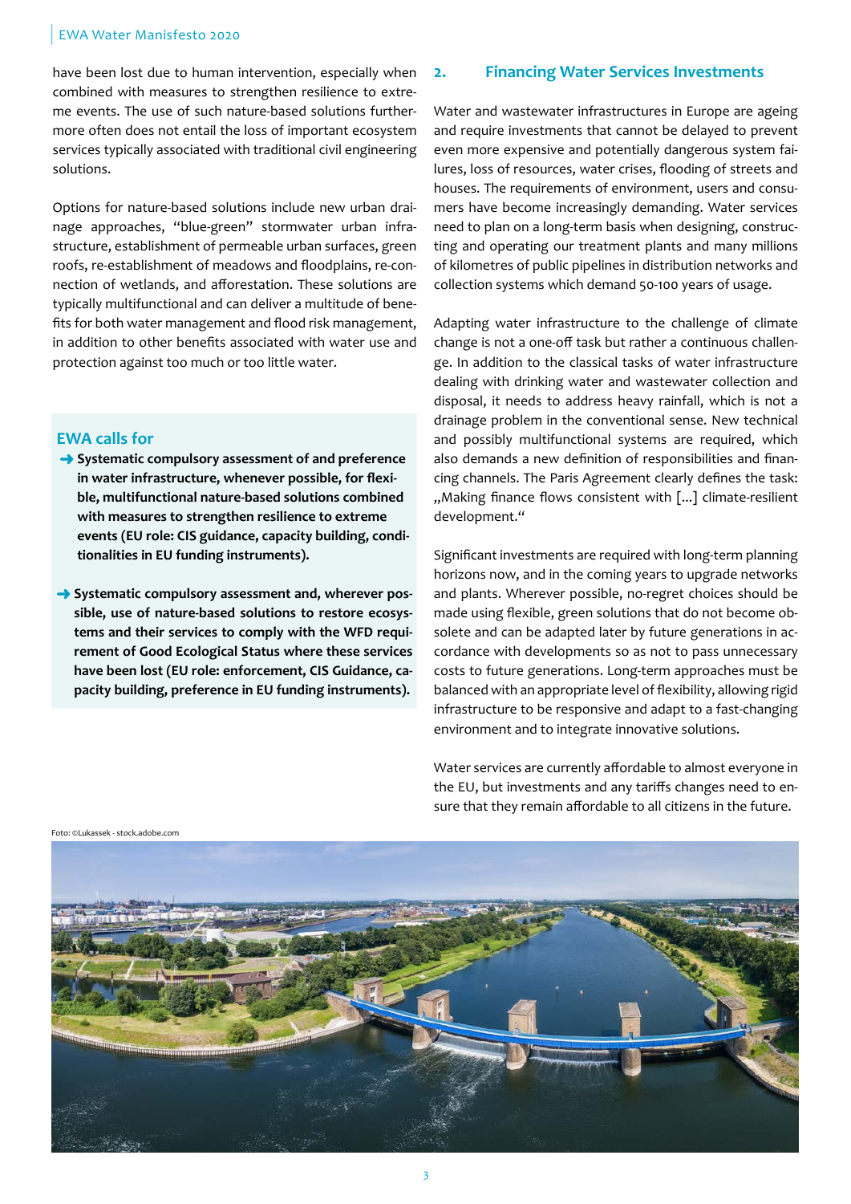have been lost due to human intervention, especially when combined with measures to strengthen resilience to extreme events. The use of such nature-based solutions furthermore often does not entail the loss of important ecosystem services typically associated with traditional civil engineering solutions.

Options for nature-based solutions include new urban drainage approaches, "blue-green" stormwater urban infrastructure, establishment of permeable urban surfaces, green roofs, re-establishment of meadows and floodplains, re-connection of wetlands, and afforestation. These solutions are typically multifunctional and can deliver a multitude of benefits for both water management and flood risk management, in addition to other benefits associated with water use and protection against too much or too little water.

### EWA calls for

- **Systematic compulsory assessment of and preference in water infrastructure, whenever possible, for flexible, multifunctional nature-based solutions combined with measures to strengthen resilience to extreme events (EU role: CIS guidance, capacity building, conditionalities in EU funding instruments).**
- **Systematic compulsory assessment and, wherever possible, use of nature-based solutions to restore ecosystems and their services to comply with the WFD requirement of Good Ecological Status where these services have been lost (EU role: enforcement, CIS Guidance, capacity building, preference in EU funding instruments).**

## 2. Financing Water Services Investments

Water and wastewater infrastructures in Europe are ageing and require investments that cannot be delayed to prevent even more expensive and potentially dangerous system failures, loss of resources, water crises, flooding of streets and houses. The requirements of environment, users and consumers have become increasingly demanding. Water services need to plan on a long-term basis when designing, constructing and operating our treatment plants and many millions of kilometres of public pipelines in distribution networks and collection systems which demand 50-100 years of usage.

Adapting water infrastructure to the challenge of climate change is not a one-off task but rather a continuous challenge. In addition to the classical tasks of water infrastructure dealing with drinking water and wastewater collection and disposal, it needs to address heavy rainfall, which is not a drainage problem in the conventional sense. New technical and possibly multifunctional systems are required, which also demands a new definition of responsibilities and financing channels. The Paris Agreement clearly defines the task: „Making finance flows consistent with [...] climate-resilient development."

Significant investments are required with long-term planning horizons now, and in the coming years to upgrade networks and plants. Wherever possible, no-regret choices should be made using flexible, green solutions that do not become obsolete and can be adapted later by future generations in accordance with developments so as not to pass unnecessary costs to future generations. Long-term approaches must be balanced with an appropriate level of flexibility, allowing rigid infrastructure to be responsive and adapt to a fast-changing environment and to integrate innovative solutions.

Water services are currently affordable to almost everyone in the EU, but investments and any tariffs changes need to ensure that they remain affordable to all citizens in the future.

Foto: ©Lukassek - stock.adobe.com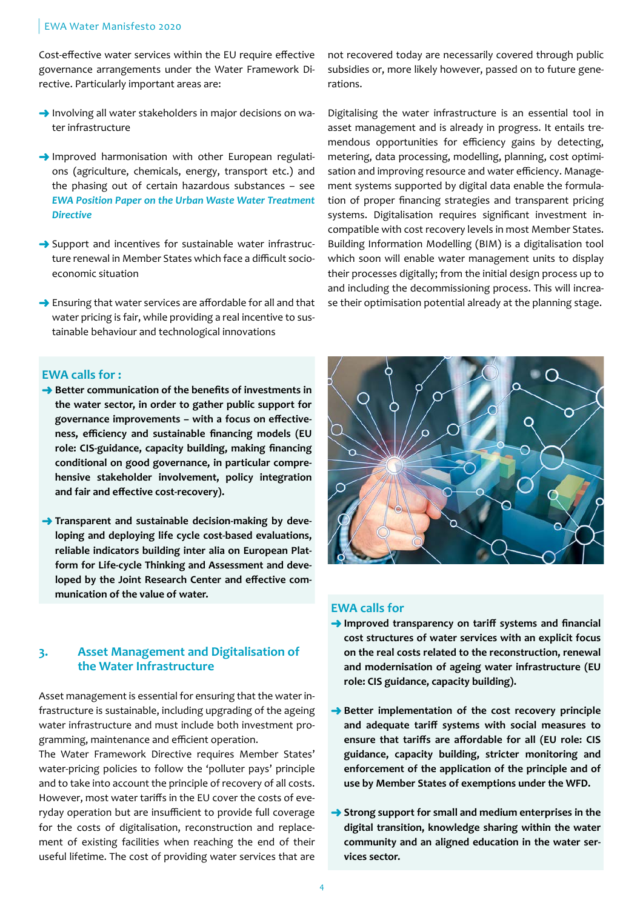Cost-effective water services within the EU require effective governance arrangements under the Water Framework Directive. Particularly important areas are:

- Involving all water stakeholders in major decisions on water infrastructure
- Improved harmonisation with other European regulations (agriculture, chemicals, energy, transport etc.) and the phasing out of certain hazardous substances – see *EWA Position Paper on the Urban Waste Water Treatment Directive*
- Support and incentives for sustainable water infrastructure renewal in Member States which face a difficult socio-economic situation
- Ensuring that water services are affordable for all and that water pricing is fair, while providing a real incentive to sustainable behaviour and technological innovations

### EWA calls for :

- **Better communication of the benefits of investments in the water sector, in order to gather public support for governance improvements – with a focus on effectiveness, efficiency and sustainable financing models (EU role: CIS-guidance, capacity building, making financing conditional on good governance, in particular comprehensive stakeholder involvement, policy integration and fair and effective cost-recovery).**
- **Transparent and sustainable decision-making by developing and deploying life cycle cost-based evaluations, reliable indicators building inter alia on European Platform for Life-cycle Thinking and Assessment and developed by the Joint Research Center and effective communication of the value of water.**

## 3. Asset Management and Digitalisation of the Water Infrastructure

Asset management is essential for ensuring that the water infrastructure is sustainable, including upgrading of the ageing water infrastructure and must include both investment programming, maintenance and efficient operation.

The Water Framework Directive requires Member States' water-pricing policies to follow the 'polluter pays' principle and to take into account the principle of recovery of all costs. However, most water tariffs in the EU cover the costs of everyday operation but are insufficient to provide full coverage for the costs of digitalisation, reconstruction and replacement of existing facilities when reaching the end of their useful lifetime. The cost of providing water services that are not recovered today are necessarily covered through public subsidies or, more likely however, passed on to future generations.

Digitalising the water infrastructure is an essential tool in asset management and is already in progress. It entails tremendous opportunities for efficiency gains by detecting, metering, data processing, modelling, planning, cost optimisation and improving resource and water efficiency. Management systems supported by digital data enable the formulation of proper financing strategies and transparent pricing systems. Digitalisation requires significant investment incompatible with cost recovery levels in most Member States. Building Information Modelling (BIM) is a digitalisation tool which soon will enable water management units to display their processes digitally; from the initial design process up to and including the decommissioning process. This will increase their optimisation potential already at the planning stage.

### EWA calls for

- **Improved transparency on tariff systems and financial cost structures of water services with an explicit focus on the real costs related to the reconstruction, renewal and modernisation of ageing water infrastructure (EU role: CIS guidance, capacity building).**
- **Better implementation of the cost recovery principle and adequate tariff systems with social measures to ensure that tariffs are affordable for all (EU role: CIS guidance, capacity building, stricter monitoring and enforcement of the application of the principle and of use by Member States of exemptions under the WFD.**
- **Strong support for small and medium enterprises in the digital transition, knowledge sharing within the water community and an aligned education in the water services sector.**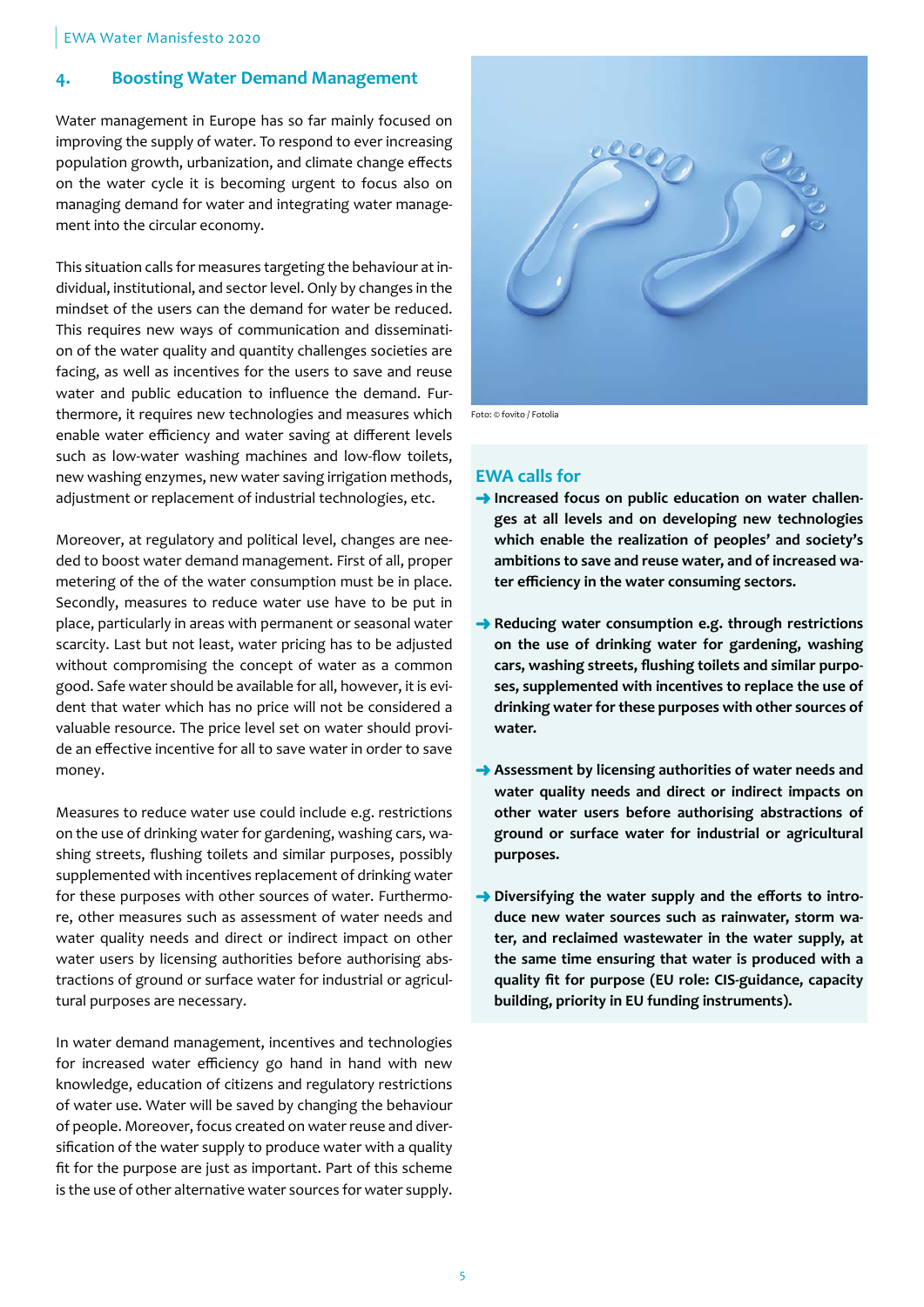## 4. Boosting Water Demand Management

Water management in Europe has so far mainly focused on improving the supply of water. To respond to ever increasing population growth, urbanization, and climate change effects on the water cycle it is becoming urgent to focus also on managing demand for water and integrating water management into the circular economy.

This situation calls for measures targeting the behaviour at individual, institutional, and sector level. Only by changes in the mindset of the users can the demand for water be reduced. This requires new ways of communication and dissemination of the water quality and quantity challenges societies are facing, as well as incentives for the users to save and reuse water and public education to influence the demand. Furthermore, it requires new technologies and measures which enable water efficiency and water saving at different levels such as low-water washing machines and low-flow toilets, new washing enzymes, new water saving irrigation methods, adjustment or replacement of industrial technologies, etc.

Moreover, at regulatory and political level, changes are needed to boost water demand management. First of all, proper metering of the of the water consumption must be in place. Secondly, measures to reduce water use have to be put in place, particularly in areas with permanent or seasonal water scarcity. Last but not least, water pricing has to be adjusted without compromising the concept of water as a common good. Safe water should be available for all, however, it is evident that water which has no price will not be considered a valuable resource. The price level set on water should provide an effective incentive for all to save water in order to save money.

Measures to reduce water use could include e.g. restrictions on the use of drinking water for gardening, washing cars, washing streets, flushing toilets and similar purposes, possibly supplemented with incentives replacement of drinking water for these purposes with other sources of water. Furthermore, other measures such as assessment of water needs and water quality needs and direct or indirect impact on other water users by licensing authorities before authorising abstractions of ground or surface water for industrial or agricultural purposes are necessary.

In water demand management, incentives and technologies for increased water efficiency go hand in hand with new knowledge, education of citizens and regulatory restrictions of water use. Water will be saved by changing the behaviour of people. Moreover, focus created on water reuse and diversification of the water supply to produce water with a quality fit for the purpose are just as important. Part of this scheme is the use of other alternative water sources for water supply.

Foto: © fovito / Fotolia

### EWA calls for

- **Increased focus on public education on water challenges at all levels and on developing new technologies which enable the realization of peoples' and society's ambitions to save and reuse water, and of increased water efficiency in the water consuming sectors.**
- **Reducing water consumption e.g. through restrictions on the use of drinking water for gardening, washing cars, washing streets, flushing toilets and similar purposes, supplemented with incentives to replace the use of drinking water for these purposes with other sources of water.**
- **Assessment by licensing authorities of water needs and water quality needs and direct or indirect impacts on other water users before authorising abstractions of ground or surface water for industrial or agricultural purposes.**
- **Diversifying the water supply and the efforts to introduce new water sources such as rainwater, storm water, and reclaimed wastewater in the water supply, at the same time ensuring that water is produced with a quality fit for purpose (EU role: CIS-guidance, capacity building, priority in EU funding instruments).**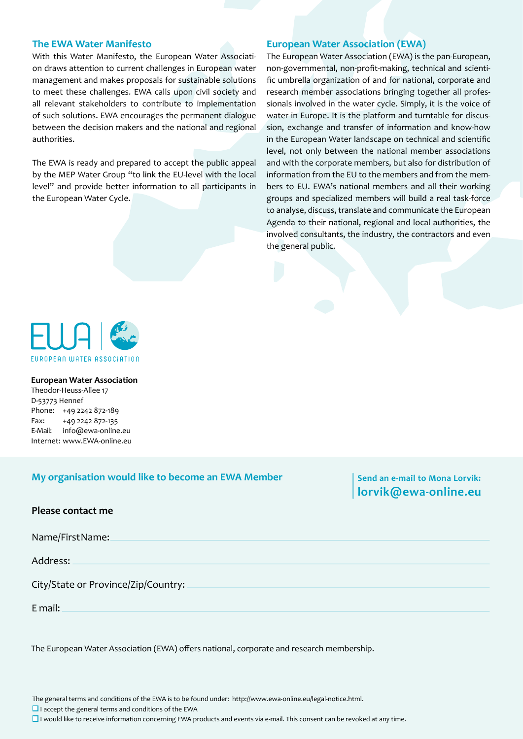## The EWA Water Manifesto

With this Water Manifesto, the European Water Association draws attention to current challenges in European water management and makes proposals for sustainable solutions to meet these challenges. EWA calls upon civil society and all relevant stakeholders to contribute to implementation of such solutions. EWA encourages the permanent dialogue between the decision makers and the national and regional authorities.

The EWA is ready and prepared to accept the public appeal by the MEP Water Group "to link the EU-level with the local level" and provide better information to all participants in the European Water Cycle.

## European Water Association (EWA)

The European Water Association (EWA) is the pan-European, non-governmental, non-profit-making, technical and scientific umbrella organization of and for national, corporate and research member associations bringing together all professionals involved in the water cycle. Simply, it is the voice of water in Europe. It is the platform and turntable for discussion, exchange and transfer of information and know-how in the European Water landscape on technical and scientific level, not only between the national member associations and with the corporate members, but also for distribution of information from the EU to the members and from the members to EU. EWA's national members and all their working groups and specialized members will build a real task-force to analyse, discuss, translate and communicate the European Agenda to their national, regional and local authorities, the involved consultants, the industry, the contractors and even the general public.

EWA
EUROPEAN WATER ASSOCIATION

**European Water Association**
Theodor-Heuss-Allee 17
D-53773 Hennef
Phone: +49 2242 872-189
Fax: +49 2242 872-135
E-Mail: info@ewa-online.eu
Internet: www.EWA-online.eu

### My organisation would like to become an EWA Member

**Send an e-mail to Mona Lorvik:**
**lorvik@ewa-online.eu**

**Please contact me**

Name/First Name: ____________________

Address: ____________________

City/State or Province/Zip/Country: ____________________

E mail: ____________________

The European Water Association (EWA) offers national, corporate and research membership.

The general terms and conditions of the EWA is to be found under: http://www.ewa-online.eu/legal-notice.html.

- ☐ I accept the general terms and conditions of the EWA
- ☐ I would like to receive information concerning EWA products and events via e-mail. This consent can be revoked at any time.